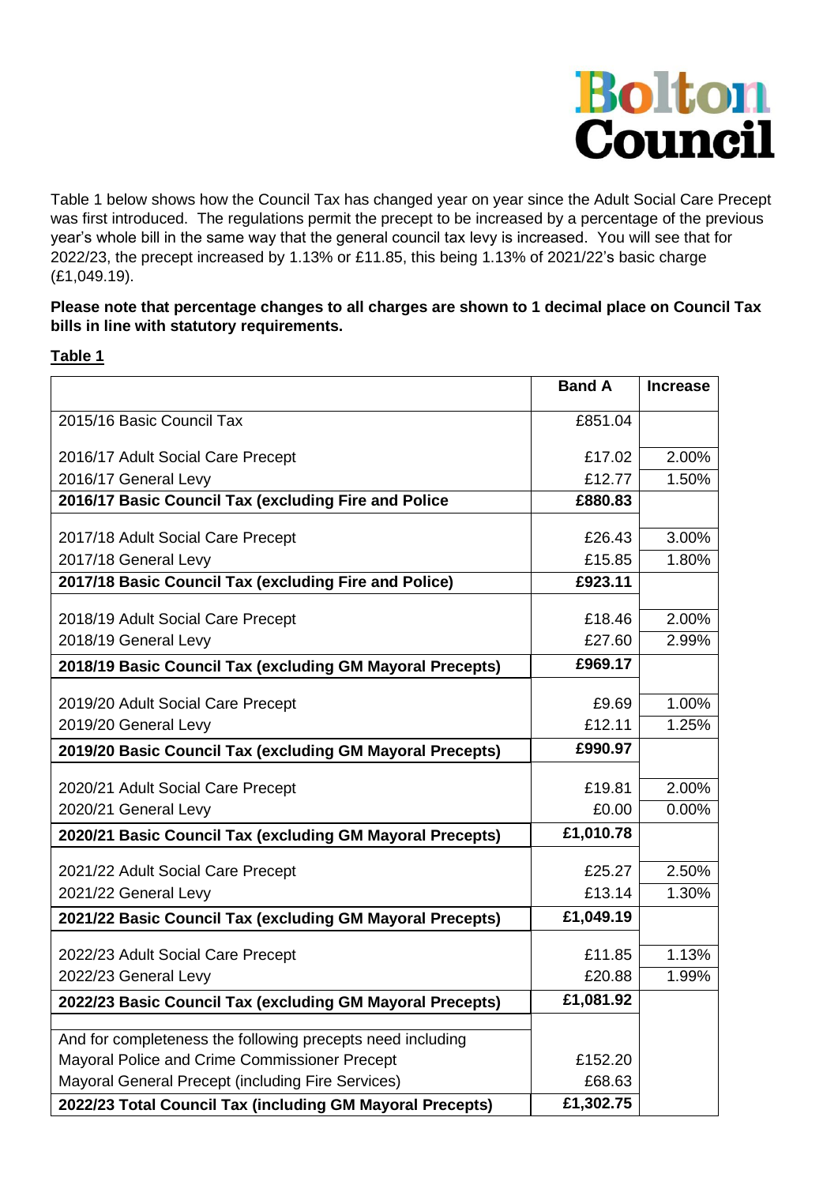Bolton Council

Table 1 below shows how the Council Tax has changed year on year since the Adult Social Care Precept was first introduced. The regulations permit the precept to be increased by a percentage of the previous year's whole bill in the same way that the general council tax levy is increased. You will see that for 2022/23, the precept increased by 1.13% or £11.85, this being 1.13% of 2021/22's basic charge (£1,049.19).

**Please note that percentage changes to all charges are shown to 1 decimal place on Council Tax bills in line with statutory requirements.**

**Table 1**

| | Band A | Increase |
|---|---|---|
| 2015/16 Basic Council Tax | £851.04 | |
| 2016/17 Adult Social Care Precept | £17.02 | 2.00% |
| 2016/17 General Levy | £12.77 | 1.50% |
| **2016/17 Basic Council Tax (excluding Fire and Police** | **£880.83** | |
| 2017/18 Adult Social Care Precept | £26.43 | 3.00% |
| 2017/18 General Levy | £15.85 | 1.80% |
| **2017/18 Basic Council Tax (excluding Fire and Police)** | **£923.11** | |
| 2018/19 Adult Social Care Precept | £18.46 | 2.00% |
| 2018/19 General Levy | £27.60 | 2.99% |
| **2018/19 Basic Council Tax (excluding GM Mayoral Precepts)** | **£969.17** | |
| 2019/20 Adult Social Care Precept | £9.69 | 1.00% |
| 2019/20 General Levy | £12.11 | 1.25% |
| **2019/20 Basic Council Tax (excluding GM Mayoral Precepts)** | **£990.97** | |
| 2020/21 Adult Social Care Precept | £19.81 | 2.00% |
| 2020/21 General Levy | £0.00 | 0.00% |
| **2020/21 Basic Council Tax (excluding GM Mayoral Precepts)** | **£1,010.78** | |
| 2021/22 Adult Social Care Precept | £25.27 | 2.50% |
| 2021/22 General Levy | £13.14 | 1.30% |
| **2021/22 Basic Council Tax (excluding GM Mayoral Precepts)** | **£1,049.19** | |
| 2022/23 Adult Social Care Precept | £11.85 | 1.13% |
| 2022/23 General Levy | £20.88 | 1.99% |
| **2022/23 Basic Council Tax (excluding GM Mayoral Precepts)** | **£1,081.92** | |
| And for completeness the following precepts need including | | |
| Mayoral Police and Crime Commissioner Precept | £152.20 | |
| Mayoral General Precept (including Fire Services) | £68.63 | |
| **2022/23 Total Council Tax (including GM Mayoral Precepts)** | **£1,302.75** | |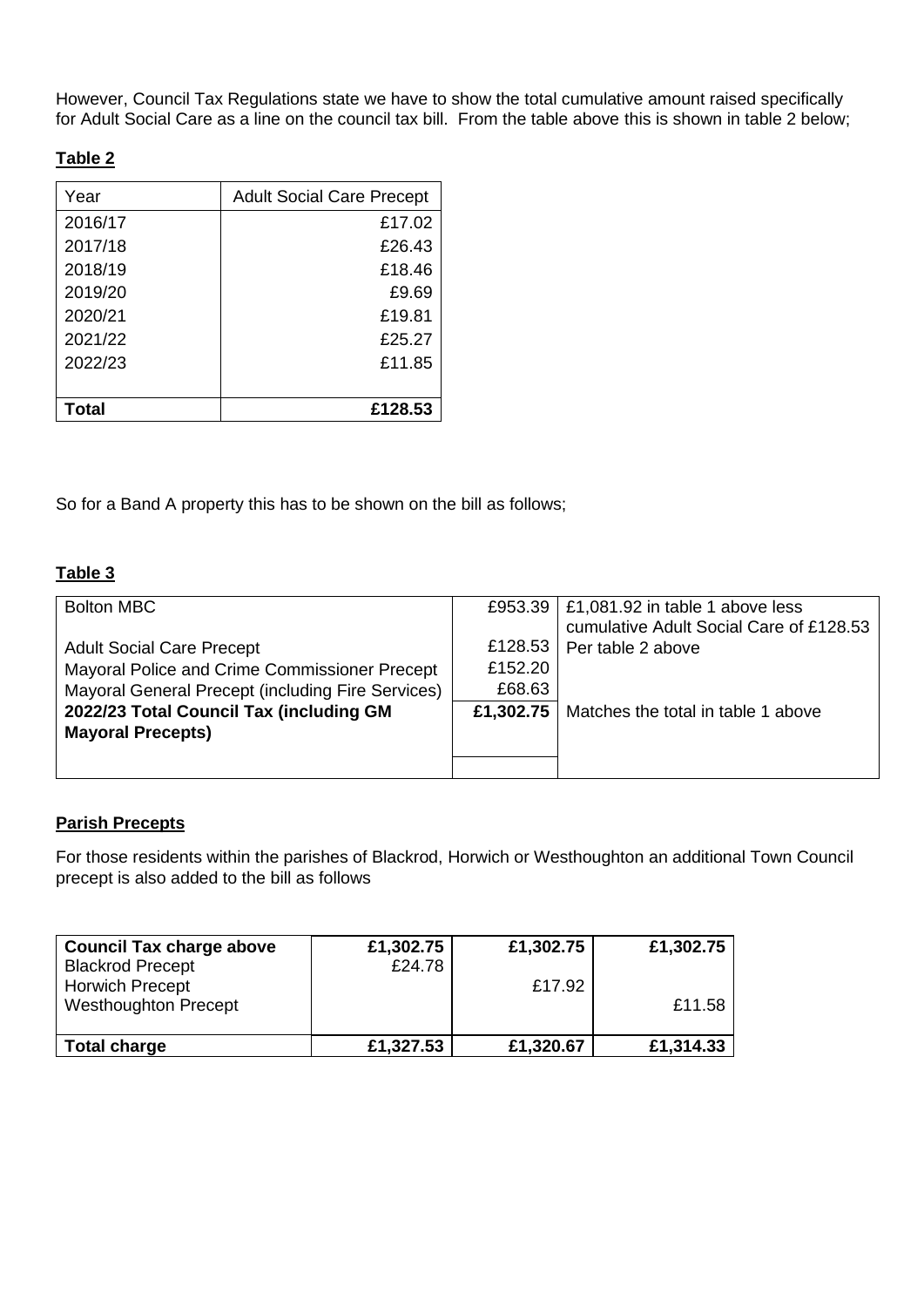However, Council Tax Regulations state we have to show the total cumulative amount raised specifically for Adult Social Care as a line on the council tax bill. From the table above this is shown in table 2 below;

**Table 2**

| Year | Adult Social Care Precept |
|---|---:|
| 2016/17 | £17.02 |
| 2017/18 | £26.43 |
| 2018/19 | £18.46 |
| 2019/20 | £9.69 |
| 2020/21 | £19.81 |
| 2021/22 | £25.27 |
| 2022/23 | £11.85 |
| | |
| **Total** | **£128.53** |

So for a Band A property this has to be shown on the bill as follows;

**Table 3**

| | | |
|---|---:|---|
| Bolton MBC | £953.39 | £1,081.92 in table 1 above less cumulative Adult Social Care of £128.53 |
| Adult Social Care Precept | £128.53 | Per table 2 above |
| Mayoral Police and Crime Commissioner Precept | £152.20 | |
| Mayoral General Precept (including Fire Services) | £68.63 | |
| **2022/23 Total Council Tax (including GM Mayoral Precepts)** | **£1,302.75** | Matches the total in table 1 above |

**Parish Precepts**

For those residents within the parishes of Blackrod, Horwich or Westhoughton an additional Town Council precept is also added to the bill as follows

| | | | |
|---|---:|---:|---:|
| **Council Tax charge above** | **£1,302.75** | **£1,302.75** | **£1,302.75** |
| Blackrod Precept | £24.78 | | |
| Horwich Precept | | £17.92 | |
| Westhoughton Precept | | | £11.58 |
| **Total charge** | **£1,327.53** | **£1,320.67** | **£1,314.33** |